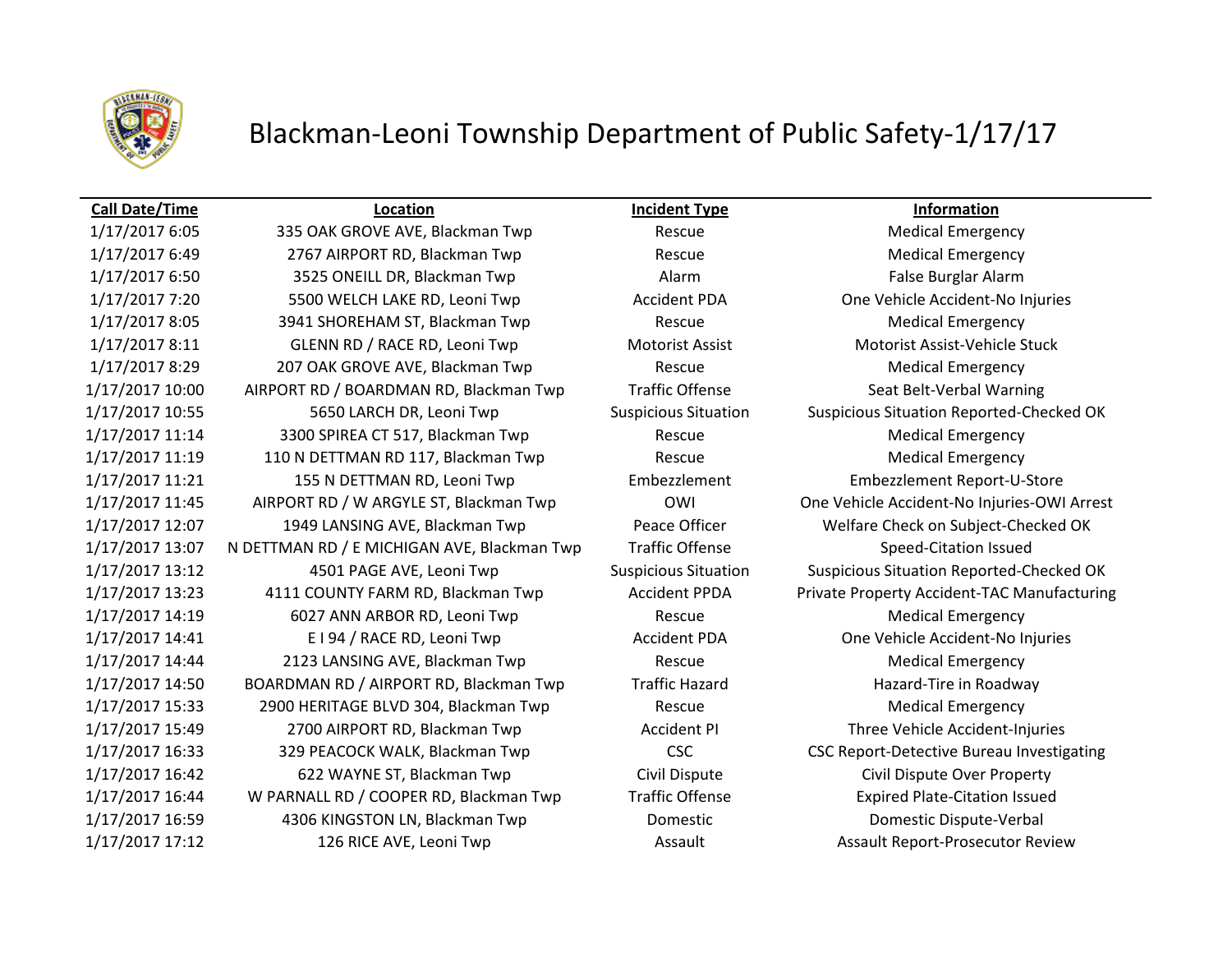# Blackman-Leoni Township Department of Public Safety-1/17/17

| Call Date/Time | Location | Incident Type | Information |
|---|---|---|---|
| 1/17/2017 6:05 | 335 OAK GROVE AVE, Blackman Twp | Rescue | Medical Emergency |
| 1/17/2017 6:49 | 2767 AIRPORT RD, Blackman Twp | Rescue | Medical Emergency |
| 1/17/2017 6:50 | 3525 ONEILL DR, Blackman Twp | Alarm | False Burglar Alarm |
| 1/17/2017 7:20 | 5500 WELCH LAKE RD, Leoni Twp | Accident PDA | One Vehicle Accident-No Injuries |
| 1/17/2017 8:05 | 3941 SHOREHAM ST, Blackman Twp | Rescue | Medical Emergency |
| 1/17/2017 8:11 | GLENN RD / RACE RD, Leoni Twp | Motorist Assist | Motorist Assist-Vehicle Stuck |
| 1/17/2017 8:29 | 207 OAK GROVE AVE, Blackman Twp | Rescue | Medical Emergency |
| 1/17/2017 10:00 | AIRPORT RD / BOARDMAN RD, Blackman Twp | Traffic Offense | Seat Belt-Verbal Warning |
| 1/17/2017 10:55 | 5650 LARCH DR, Leoni Twp | Suspicious Situation | Suspicious Situation Reported-Checked OK |
| 1/17/2017 11:14 | 3300 SPIREA CT 517, Blackman Twp | Rescue | Medical Emergency |
| 1/17/2017 11:19 | 110 N DETTMAN RD 117, Blackman Twp | Rescue | Medical Emergency |
| 1/17/2017 11:21 | 155 N DETTMAN RD, Leoni Twp | Embezzlement | Embezzlement Report-U-Store |
| 1/17/2017 11:45 | AIRPORT RD / W ARGYLE ST, Blackman Twp | OWI | One Vehicle Accident-No Injuries-OWI Arrest |
| 1/17/2017 12:07 | 1949 LANSING AVE, Blackman Twp | Peace Officer | Welfare Check on Subject-Checked OK |
| 1/17/2017 13:07 | N DETTMAN RD / E MICHIGAN AVE, Blackman Twp | Traffic Offense | Speed-Citation Issued |
| 1/17/2017 13:12 | 4501 PAGE AVE, Leoni Twp | Suspicious Situation | Suspicious Situation Reported-Checked OK |
| 1/17/2017 13:23 | 4111 COUNTY FARM RD, Blackman Twp | Accident PPDA | Private Property Accident-TAC Manufacturing |
| 1/17/2017 14:19 | 6027 ANN ARBOR RD, Leoni Twp | Rescue | Medical Emergency |
| 1/17/2017 14:41 | E I 94 / RACE RD, Leoni Twp | Accident PDA | One Vehicle Accident-No Injuries |
| 1/17/2017 14:44 | 2123 LANSING AVE, Blackman Twp | Rescue | Medical Emergency |
| 1/17/2017 14:50 | BOARDMAN RD / AIRPORT RD, Blackman Twp | Traffic Hazard | Hazard-Tire in Roadway |
| 1/17/2017 15:33 | 2900 HERITAGE BLVD 304, Blackman Twp | Rescue | Medical Emergency |
| 1/17/2017 15:49 | 2700 AIRPORT RD, Blackman Twp | Accident PI | Three Vehicle Accident-Injuries |
| 1/17/2017 16:33 | 329 PEACOCK WALK, Blackman Twp | CSC | CSC Report-Detective Bureau Investigating |
| 1/17/2017 16:42 | 622 WAYNE ST, Blackman Twp | Civil Dispute | Civil Dispute Over Property |
| 1/17/2017 16:44 | W PARNALL RD / COOPER RD, Blackman Twp | Traffic Offense | Expired Plate-Citation Issued |
| 1/17/2017 16:59 | 4306 KINGSTON LN, Blackman Twp | Domestic | Domestic Dispute-Verbal |
| 1/17/2017 17:12 | 126 RICE AVE, Leoni Twp | Assault | Assault Report-Prosecutor Review |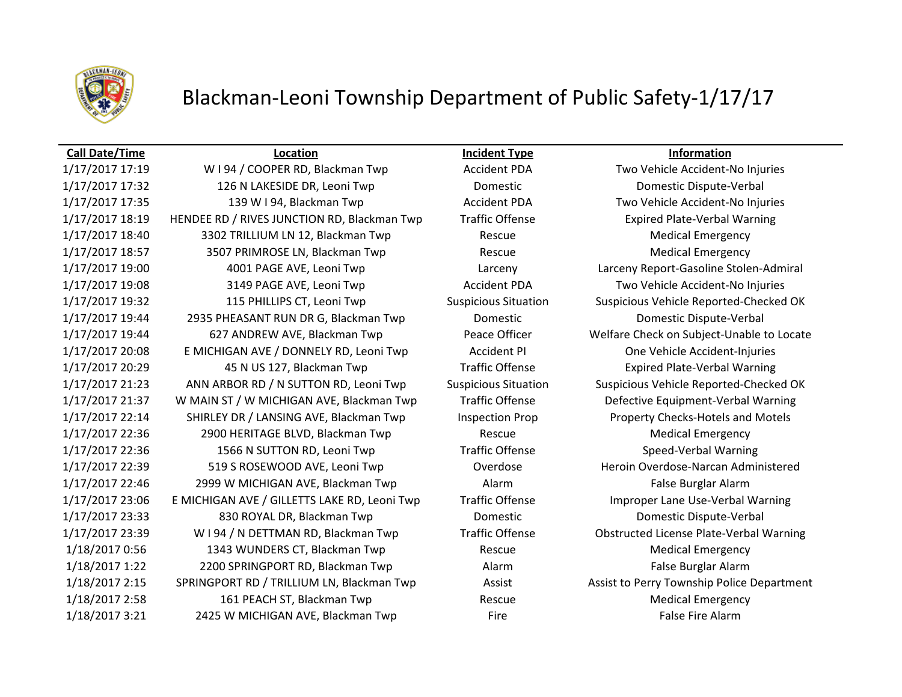# Blackman-Leoni Township Department of Public Safety-1/17/17

| Call Date/Time | Location | Incident Type | Information |
|---|---|---|---|
| 1/17/2017 17:19 | W I 94 / COOPER RD, Blackman Twp | Accident PDA | Two Vehicle Accident-No Injuries |
| 1/17/2017 17:32 | 126 N LAKESIDE DR, Leoni Twp | Domestic | Domestic Dispute-Verbal |
| 1/17/2017 17:35 | 139 W I 94, Blackman Twp | Accident PDA | Two Vehicle Accident-No Injuries |
| 1/17/2017 18:19 | HENDEE RD / RIVES JUNCTION RD, Blackman Twp | Traffic Offense | Expired Plate-Verbal Warning |
| 1/17/2017 18:40 | 3302 TRILLIUM LN 12, Blackman Twp | Rescue | Medical Emergency |
| 1/17/2017 18:57 | 3507 PRIMROSE LN, Blackman Twp | Rescue | Medical Emergency |
| 1/17/2017 19:00 | 4001 PAGE AVE, Leoni Twp | Larceny | Larceny Report-Gasoline Stolen-Admiral |
| 1/17/2017 19:08 | 3149 PAGE AVE, Leoni Twp | Accident PDA | Two Vehicle Accident-No Injuries |
| 1/17/2017 19:32 | 115 PHILLIPS CT, Leoni Twp | Suspicious Situation | Suspicious Vehicle Reported-Checked OK |
| 1/17/2017 19:44 | 2935 PHEASANT RUN DR G, Blackman Twp | Domestic | Domestic Dispute-Verbal |
| 1/17/2017 19:44 | 627 ANDREW AVE, Blackman Twp | Peace Officer | Welfare Check on Subject-Unable to Locate |
| 1/17/2017 20:08 | E MICHIGAN AVE / DONNELY RD, Leoni Twp | Accident PI | One Vehicle Accident-Injuries |
| 1/17/2017 20:29 | 45 N US 127, Blackman Twp | Traffic Offense | Expired Plate-Verbal Warning |
| 1/17/2017 21:23 | ANN ARBOR RD / N SUTTON RD, Leoni Twp | Suspicious Situation | Suspicious Vehicle Reported-Checked OK |
| 1/17/2017 21:37 | W MAIN ST / W MICHIGAN AVE, Blackman Twp | Traffic Offense | Defective Equipment-Verbal Warning |
| 1/17/2017 22:14 | SHIRLEY DR / LANSING AVE, Blackman Twp | Inspection Prop | Property Checks-Hotels and Motels |
| 1/17/2017 22:36 | 2900 HERITAGE BLVD, Blackman Twp | Rescue | Medical Emergency |
| 1/17/2017 22:36 | 1566 N SUTTON RD, Leoni Twp | Traffic Offense | Speed-Verbal Warning |
| 1/17/2017 22:39 | 519 S ROSEWOOD AVE, Leoni Twp | Overdose | Heroin Overdose-Narcan Administered |
| 1/17/2017 22:46 | 2999 W MICHIGAN AVE, Blackman Twp | Alarm | False Burglar Alarm |
| 1/17/2017 23:06 | E MICHIGAN AVE / GILLETTS LAKE RD, Leoni Twp | Traffic Offense | Improper Lane Use-Verbal Warning |
| 1/17/2017 23:33 | 830 ROYAL DR, Blackman Twp | Domestic | Domestic Dispute-Verbal |
| 1/17/2017 23:39 | W I 94 / N DETTMAN RD, Blackman Twp | Traffic Offense | Obstructed License Plate-Verbal Warning |
| 1/18/2017 0:56 | 1343 WUNDERS CT, Blackman Twp | Rescue | Medical Emergency |
| 1/18/2017 1:22 | 2200 SPRINGPORT RD, Blackman Twp | Alarm | False Burglar Alarm |
| 1/18/2017 2:15 | SPRINGPORT RD / TRILLIUM LN, Blackman Twp | Assist | Assist to Perry Township Police Department |
| 1/18/2017 2:58 | 161 PEACH ST, Blackman Twp | Rescue | Medical Emergency |
| 1/18/2017 3:21 | 2425 W MICHIGAN AVE, Blackman Twp | Fire | False Fire Alarm |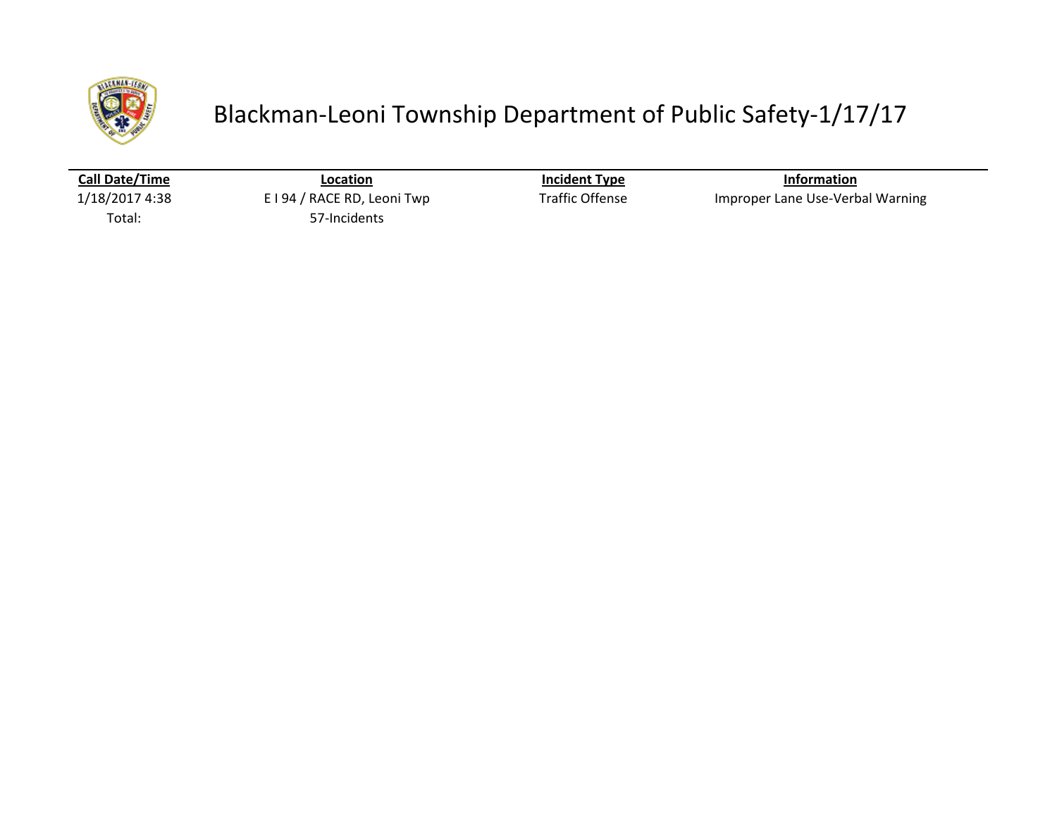# Blackman-Leoni Township Department of Public Safety-1/17/17

| Call Date/Time | Location | Incident Type | Information |
|---|---|---|---|
| 1/18/2017 4:38 | E I 94 / RACE RD, Leoni Twp | Traffic Offense | Improper Lane Use-Verbal Warning |
| Total: | 57-Incidents | | |